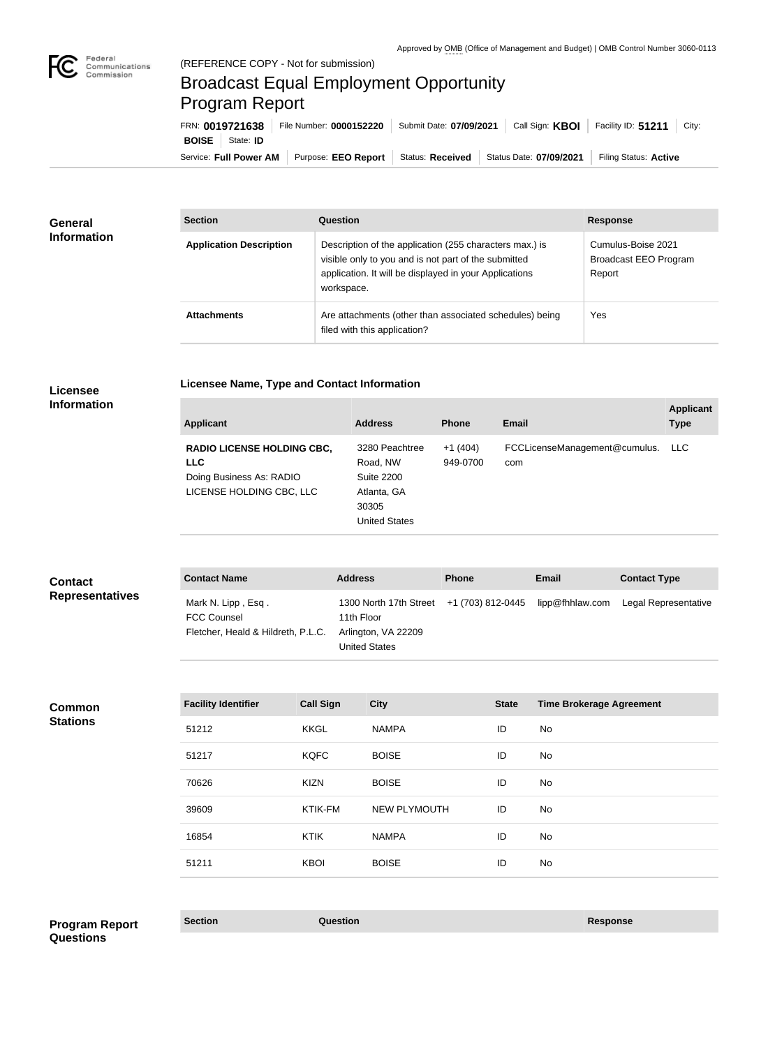Approved by OMB (Office of Management and Budget) | OMB Control Number 3060-0113

(REFERENCE COPY - Not for submission)

# Broadcast Equal Employment Opportunity Program Report

FRN: **0019721638** | File Number: **0000152220** | Submit Date: **07/09/2021** | Call Sign: **KBOI** | Facility ID: **51211** | City: **BOISE** | State: **ID**

Service: **Full Power AM** | Purpose: **EEO Report** | Status: **Received** | Status Date: **07/09/2021** | Filing Status: **Active**

## General Information

| Section | Question | Response |
| --- | --- | --- |
| **Application Description** | Description of the application (255 characters max.) is visible only to you and is not part of the submitted application. It will be displayed in your Applications workspace. | Cumulus-Boise 2021 Broadcast EEO Program Report |
| **Attachments** | Are attachments (other than associated schedules) being filed with this application? | Yes |

## Licensee Information

### Licensee Name, Type and Contact Information

| Applicant | Address | Phone | Email | Applicant Type |
| --- | --- | --- | --- | --- |
| **RADIO LICENSE HOLDING CBC, LLC** Doing Business As: RADIO LICENSE HOLDING CBC, LLC | 3280 Peachtree Road, NW Suite 2200 Atlanta, GA 30305 United States | +1 (404) 949-0700 | FCCLicenseManagement@cumulus.com | LLC |

## Contact Representatives

| Contact Name | Address | Phone | Email | Contact Type |
| --- | --- | --- | --- | --- |
| Mark N. Lipp , Esq . FCC Counsel Fletcher, Heald & Hildreth, P.L.C. | 1300 North 17th Street 11th Floor Arlington, VA 22209 United States | +1 (703) 812-0445 | lipp@fhhlaw.com | Legal Representative |

## Common Stations

| Facility Identifier | Call Sign | City | State | Time Brokerage Agreement |
| --- | --- | --- | --- | --- |
| 51212 | KKGL | NAMPA | ID | No |
| 51217 | KQFC | BOISE | ID | No |
| 70626 | KIZN | BOISE | ID | No |
| 39609 | KTIK-FM | NEW PLYMOUTH | ID | No |
| 16854 | KTIK | NAMPA | ID | No |
| 51211 | KBOI | BOISE | ID | No |

## Program Report Questions

| Section | Question | Response |
| --- | --- | --- |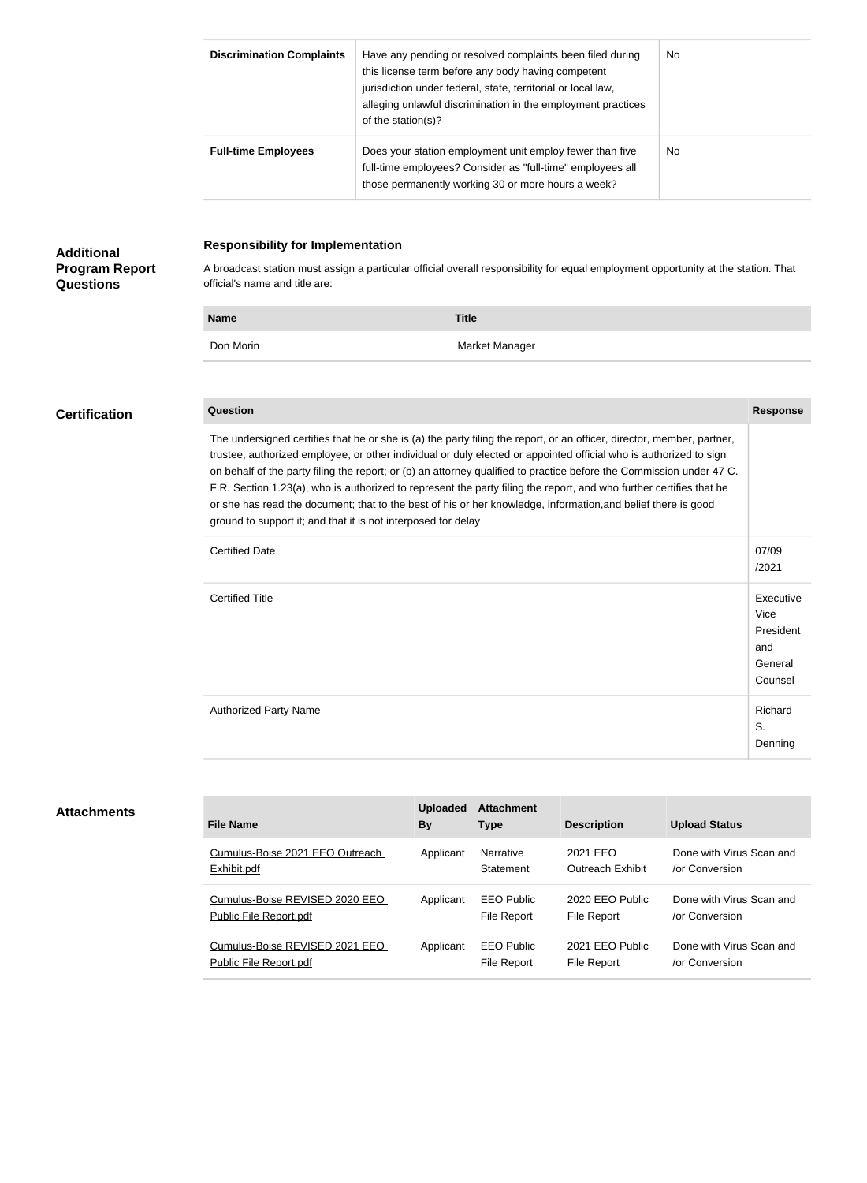| | | |
|---|---|---|
| **Discrimination Complaints** | Have any pending or resolved complaints been filed during this license term before any body having competent jurisdiction under federal, state, territorial or local law, alleging unlawful discrimination in the employment practices of the station(s)? | No |
| **Full-time Employees** | Does your station employment unit employ fewer than five full-time employees? Consider as "full-time" employees all those permanently working 30 or more hours a week? | No |

## Additional Program Report Questions

**Responsibility for Implementation**

A broadcast station must assign a particular official overall responsibility for equal employment opportunity at the station. That official's name and title are:

| Name | Title |
|---|---|
| Don Morin | Market Manager |

## Certification

| Question | Response |
|---|---|
| The undersigned certifies that he or she is (a) the party filing the report, or an officer, director, member, partner, trustee, authorized employee, or other individual or duly elected or appointed official who is authorized to sign on behalf of the party filing the report; or (b) an attorney qualified to practice before the Commission under 47 C.F.R. Section 1.23(a), who is authorized to represent the party filing the report, and who further certifies that he or she has read the document; that to the best of his or her knowledge, information,and belief there is good ground to support it; and that it is not interposed for delay | |
| Certified Date | 07/09/2021 |
| Certified Title | Executive Vice President and General Counsel |
| Authorized Party Name | Richard S. Denning |

## Attachments

| File Name | Uploaded By | Attachment Type | Description | Upload Status |
|---|---|---|---|---|
| Cumulus-Boise 2021 EEO Outreach Exhibit.pdf | Applicant | Narrative Statement | 2021 EEO Outreach Exhibit | Done with Virus Scan and/or Conversion |
| Cumulus-Boise REVISED 2020 EEO Public File Report.pdf | Applicant | EEO Public File Report | 2020 EEO Public File Report | Done with Virus Scan and/or Conversion |
| Cumulus-Boise REVISED 2021 EEO Public File Report.pdf | Applicant | EEO Public File Report | 2021 EEO Public File Report | Done with Virus Scan and/or Conversion |